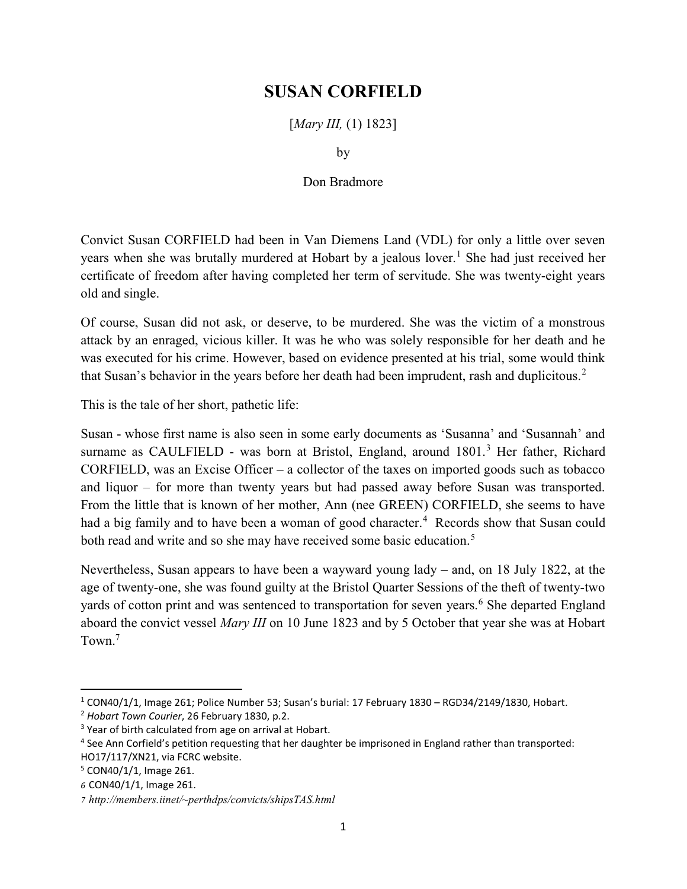# SUSAN CORFIELD

[*Mary III,* (1) 1823]

by

Don Bradmore

Convict Susan CORFIELD had been in Van Diemens Land (VDL) for only a little over seven years when she was brutally murdered at Hobart by a jealous lover.[1] She had just received her certificate of freedom after having completed her term of servitude. She was twenty-eight years old and single.

Of course, Susan did not ask, or deserve, to be murdered. She was the victim of a monstrous attack by an enraged, vicious killer. It was he who was solely responsible for her death and he was executed for his crime. However, based on evidence presented at his trial, some would think that Susan's behavior in the years before her death had been imprudent, rash and duplicitous.[2]

This is the tale of her short, pathetic life:

Susan - whose first name is also seen in some early documents as 'Susanna' and 'Susannah' and surname as CAULFIELD - was born at Bristol, England, around 1801.[3] Her father, Richard CORFIELD, was an Excise Officer – a collector of the taxes on imported goods such as tobacco and liquor – for more than twenty years but had passed away before Susan was transported. From the little that is known of her mother, Ann (nee GREEN) CORFIELD, she seems to have had a big family and to have been a woman of good character.[4] Records show that Susan could both read and write and so she may have received some basic education.[5]

Nevertheless, Susan appears to have been a wayward young lady – and, on 18 July 1822, at the age of twenty-one, she was found guilty at the Bristol Quarter Sessions of the theft of twenty-two yards of cotton print and was sentenced to transportation for seven years.[6] She departed England aboard the convict vessel *Mary III* on 10 June 1823 and by 5 October that year she was at Hobart Town.[7]

---

[1] CON40/1/1, Image 261; Police Number 53; Susan's burial: 17 February 1830 – RGD34/2149/1830, Hobart.

[2] *Hobart Town Courier*, 26 February 1830, p.2.

[3] Year of birth calculated from age on arrival at Hobart.

[4] See Ann Corfield's petition requesting that her daughter be imprisoned in England rather than transported: HO17/117/XN21, via FCRC website.

[5] CON40/1/1, Image 261.

[6] CON40/1/1, Image 261.

[7] *http://members.iinet/~perthdps/convicts/shipsTAS.html*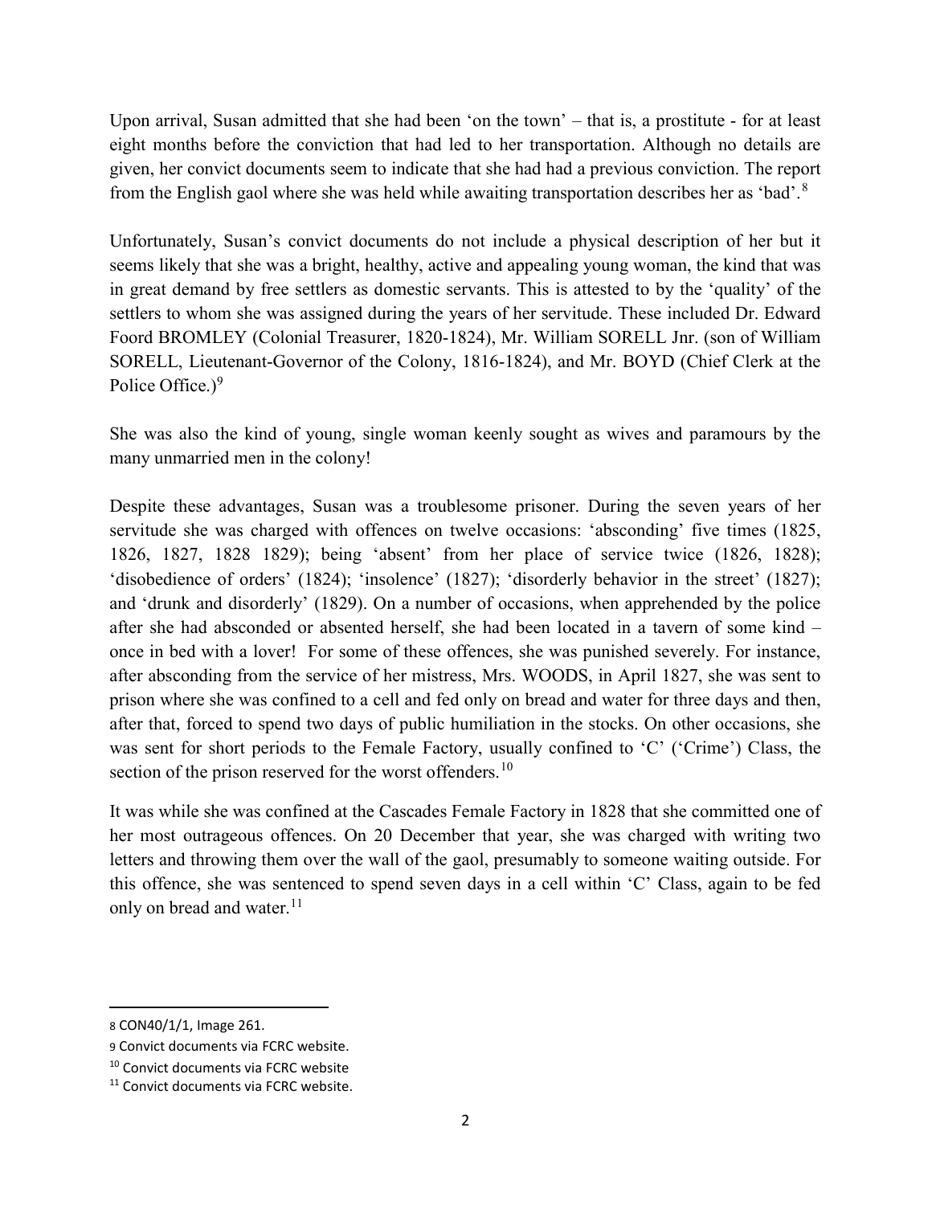Upon arrival, Susan admitted that she had been 'on the town' – that is, a prostitute - for at least eight months before the conviction that had led to her transportation. Although no details are given, her convict documents seem to indicate that she had had a previous conviction. The report from the English gaol where she was held while awaiting transportation describes her as 'bad'.[8]

Unfortunately, Susan's convict documents do not include a physical description of her but it seems likely that she was a bright, healthy, active and appealing young woman, the kind that was in great demand by free settlers as domestic servants. This is attested to by the 'quality' of the settlers to whom she was assigned during the years of her servitude. These included Dr. Edward Foord BROMLEY (Colonial Treasurer, 1820-1824), Mr. William SORELL Jnr. (son of William SORELL, Lieutenant-Governor of the Colony, 1816-1824), and Mr. BOYD (Chief Clerk at the Police Office.)[9]

She was also the kind of young, single woman keenly sought as wives and paramours by the many unmarried men in the colony!

Despite these advantages, Susan was a troublesome prisoner. During the seven years of her servitude she was charged with offences on twelve occasions: 'absconding' five times (1825, 1826, 1827, 1828 1829); being 'absent' from her place of service twice (1826, 1828); 'disobedience of orders' (1824); 'insolence' (1827); 'disorderly behavior in the street' (1827); and 'drunk and disorderly' (1829). On a number of occasions, when apprehended by the police after she had absconded or absented herself, she had been located in a tavern of some kind – once in bed with a lover! For some of these offences, she was punished severely. For instance, after absconding from the service of her mistress, Mrs. WOODS, in April 1827, she was sent to prison where she was confined to a cell and fed only on bread and water for three days and then, after that, forced to spend two days of public humiliation in the stocks. On other occasions, she was sent for short periods to the Female Factory, usually confined to 'C' ('Crime') Class, the section of the prison reserved for the worst offenders.[10]

It was while she was confined at the Cascades Female Factory in 1828 that she committed one of her most outrageous offences. On 20 December that year, she was charged with writing two letters and throwing them over the wall of the gaol, presumably to someone waiting outside. For this offence, she was sentenced to spend seven days in a cell within 'C' Class, again to be fed only on bread and water.[11]

---

[8] CON40/1/1, Image 261.

[9] Convict documents via FCRC website.

[10] Convict documents via FCRC website

[11] Convict documents via FCRC website.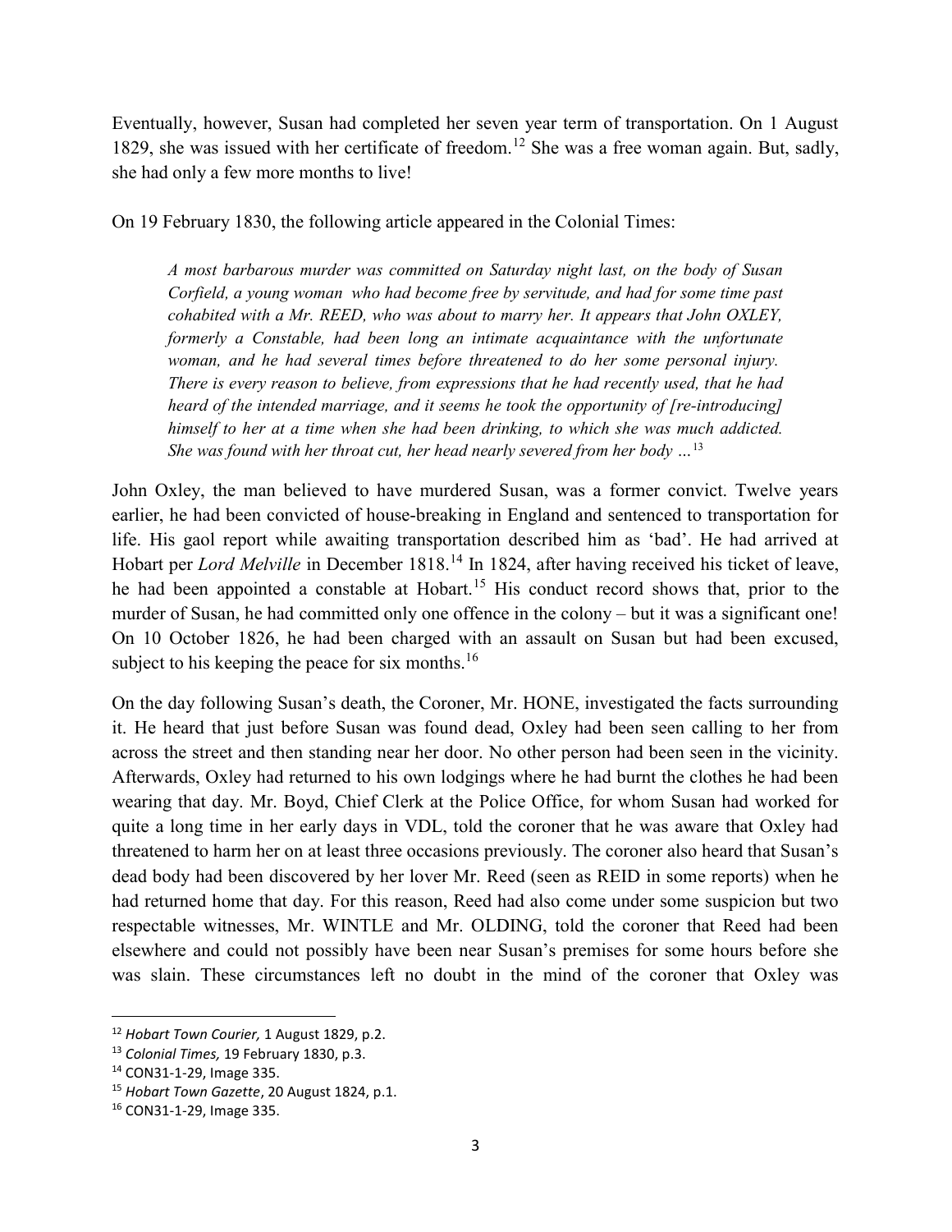Eventually, however, Susan had completed her seven year term of transportation. On 1 August 1829, she was issued with her certificate of freedom.[12] She was a free woman again. But, sadly, she had only a few more months to live!

On 19 February 1830, the following article appeared in the Colonial Times:

> *A most barbarous murder was committed on Saturday night last, on the body of Susan Corfield, a young woman who had become free by servitude, and had for some time past cohabited with a Mr. REED, who was about to marry her. It appears that John OXLEY, formerly a Constable, had been long an intimate acquaintance with the unfortunate woman, and he had several times before threatened to do her some personal injury. There is every reason to believe, from expressions that he had recently used, that he had heard of the intended marriage, and it seems he took the opportunity of [re-introducing] himself to her at a time when she had been drinking, to which she was much addicted. She was found with her throat cut, her head nearly severed from her body …*[13]

John Oxley, the man believed to have murdered Susan, was a former convict. Twelve years earlier, he had been convicted of house-breaking in England and sentenced to transportation for life. His gaol report while awaiting transportation described him as 'bad'. He had arrived at Hobart per *Lord Melville* in December 1818.[14] In 1824, after having received his ticket of leave, he had been appointed a constable at Hobart.[15] His conduct record shows that, prior to the murder of Susan, he had committed only one offence in the colony – but it was a significant one! On 10 October 1826, he had been charged with an assault on Susan but had been excused, subject to his keeping the peace for six months.[16]

On the day following Susan's death, the Coroner, Mr. HONE, investigated the facts surrounding it. He heard that just before Susan was found dead, Oxley had been seen calling to her from across the street and then standing near her door. No other person had been seen in the vicinity. Afterwards, Oxley had returned to his own lodgings where he had burnt the clothes he had been wearing that day. Mr. Boyd, Chief Clerk at the Police Office, for whom Susan had worked for quite a long time in her early days in VDL, told the coroner that he was aware that Oxley had threatened to harm her on at least three occasions previously. The coroner also heard that Susan's dead body had been discovered by her lover Mr. Reed (seen as REID in some reports) when he had returned home that day. For this reason, Reed had also come under some suspicion but two respectable witnesses, Mr. WINTLE and Mr. OLDING, told the coroner that Reed had been elsewhere and could not possibly have been near Susan's premises for some hours before she was slain. These circumstances left no doubt in the mind of the coroner that Oxley was

---

[12] *Hobart Town Courier,* 1 August 1829, p.2.

[13] *Colonial Times,* 19 February 1830, p.3.

[14] CON31-1-29, Image 335.

[15] *Hobart Town Gazette*, 20 August 1824, p.1.

[16] CON31-1-29, Image 335.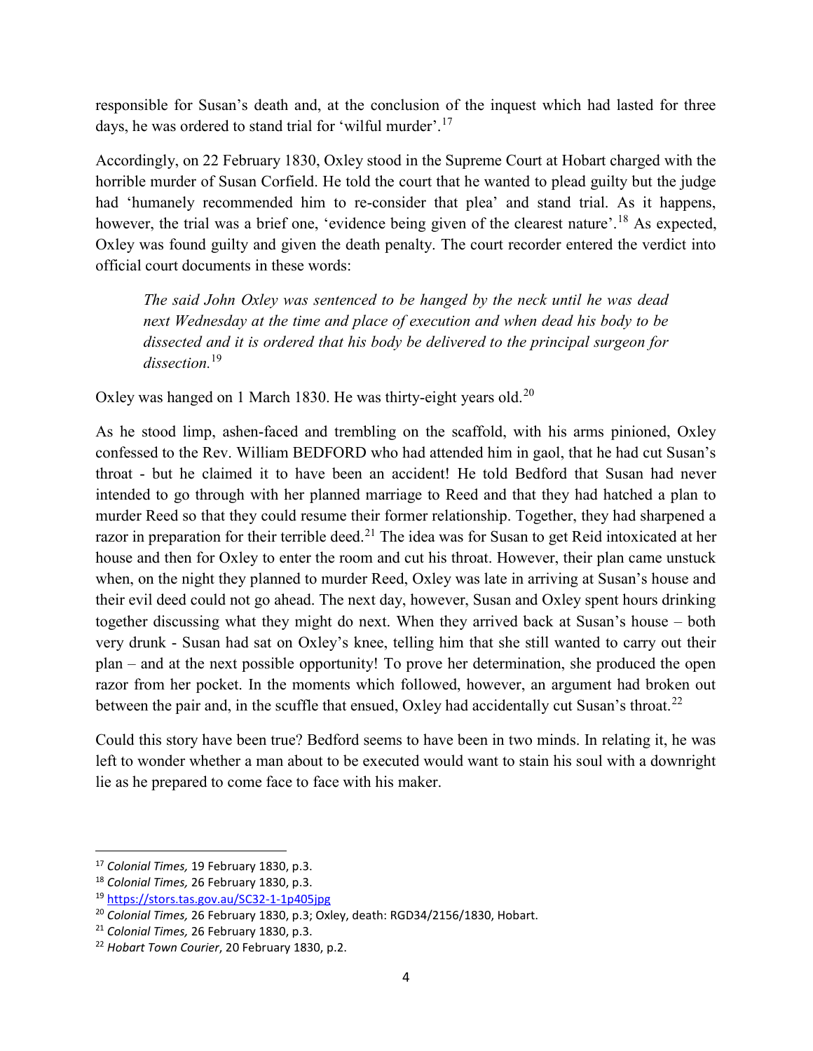responsible for Susan's death and, at the conclusion of the inquest which had lasted for three days, he was ordered to stand trial for 'wilful murder'.[17]

Accordingly, on 22 February 1830, Oxley stood in the Supreme Court at Hobart charged with the horrible murder of Susan Corfield. He told the court that he wanted to plead guilty but the judge had 'humanely recommended him to re-consider that plea' and stand trial. As it happens, however, the trial was a brief one, 'evidence being given of the clearest nature'.[18] As expected, Oxley was found guilty and given the death penalty. The court recorder entered the verdict into official court documents in these words:

> *The said John Oxley was sentenced to be hanged by the neck until he was dead next Wednesday at the time and place of execution and when dead his body to be dissected and it is ordered that his body be delivered to the principal surgeon for dissection.*[19]

Oxley was hanged on 1 March 1830. He was thirty-eight years old.[20]

As he stood limp, ashen-faced and trembling on the scaffold, with his arms pinioned, Oxley confessed to the Rev. William BEDFORD who had attended him in gaol, that he had cut Susan's throat - but he claimed it to have been an accident! He told Bedford that Susan had never intended to go through with her planned marriage to Reed and that they had hatched a plan to murder Reed so that they could resume their former relationship. Together, they had sharpened a razor in preparation for their terrible deed.[21] The idea was for Susan to get Reid intoxicated at her house and then for Oxley to enter the room and cut his throat. However, their plan came unstuck when, on the night they planned to murder Reed, Oxley was late in arriving at Susan's house and their evil deed could not go ahead. The next day, however, Susan and Oxley spent hours drinking together discussing what they might do next. When they arrived back at Susan's house – both very drunk - Susan had sat on Oxley's knee, telling him that she still wanted to carry out their plan – and at the next possible opportunity! To prove her determination, she produced the open razor from her pocket. In the moments which followed, however, an argument had broken out between the pair and, in the scuffle that ensued, Oxley had accidentally cut Susan's throat.[22]

Could this story have been true? Bedford seems to have been in two minds. In relating it, he was left to wonder whether a man about to be executed would want to stain his soul with a downright lie as he prepared to come face to face with his maker.

---

[17] *Colonial Times,* 19 February 1830, p.3.
[18] *Colonial Times,* 26 February 1830, p.3.
[19] https://stors.tas.gov.au/SC32-1-1p405jpg
[20] *Colonial Times,* 26 February 1830, p.3; Oxley, death: RGD34/2156/1830, Hobart.
[21] *Colonial Times,* 26 February 1830, p.3.
[22] *Hobart Town Courier*, 20 February 1830, p.2.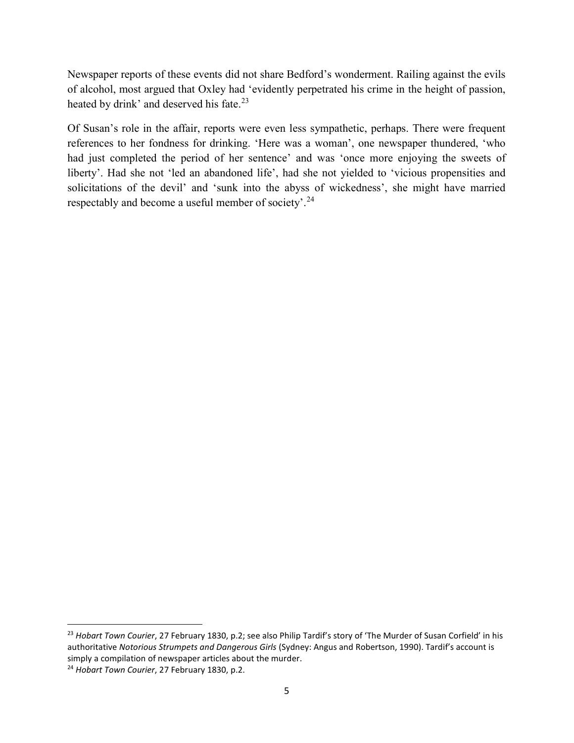Newspaper reports of these events did not share Bedford's wonderment. Railing against the evils of alcohol, most argued that Oxley had 'evidently perpetrated his crime in the height of passion, heated by drink' and deserved his fate.[23]

Of Susan's role in the affair, reports were even less sympathetic, perhaps. There were frequent references to her fondness for drinking. 'Here was a woman', one newspaper thundered, 'who had just completed the period of her sentence' and was 'once more enjoying the sweets of liberty'. Had she not 'led an abandoned life', had she not yielded to 'vicious propensities and solicitations of the devil' and 'sunk into the abyss of wickedness', she might have married respectably and become a useful member of society'.[24]

---

[23] *Hobart Town Courier*, 27 February 1830, p.2; see also Philip Tardif's story of 'The Murder of Susan Corfield' in his authoritative *Notorious Strumpets and Dangerous Girls* (Sydney: Angus and Robertson, 1990). Tardif's account is simply a compilation of newspaper articles about the murder.

[24] *Hobart Town Courier*, 27 February 1830, p.2.